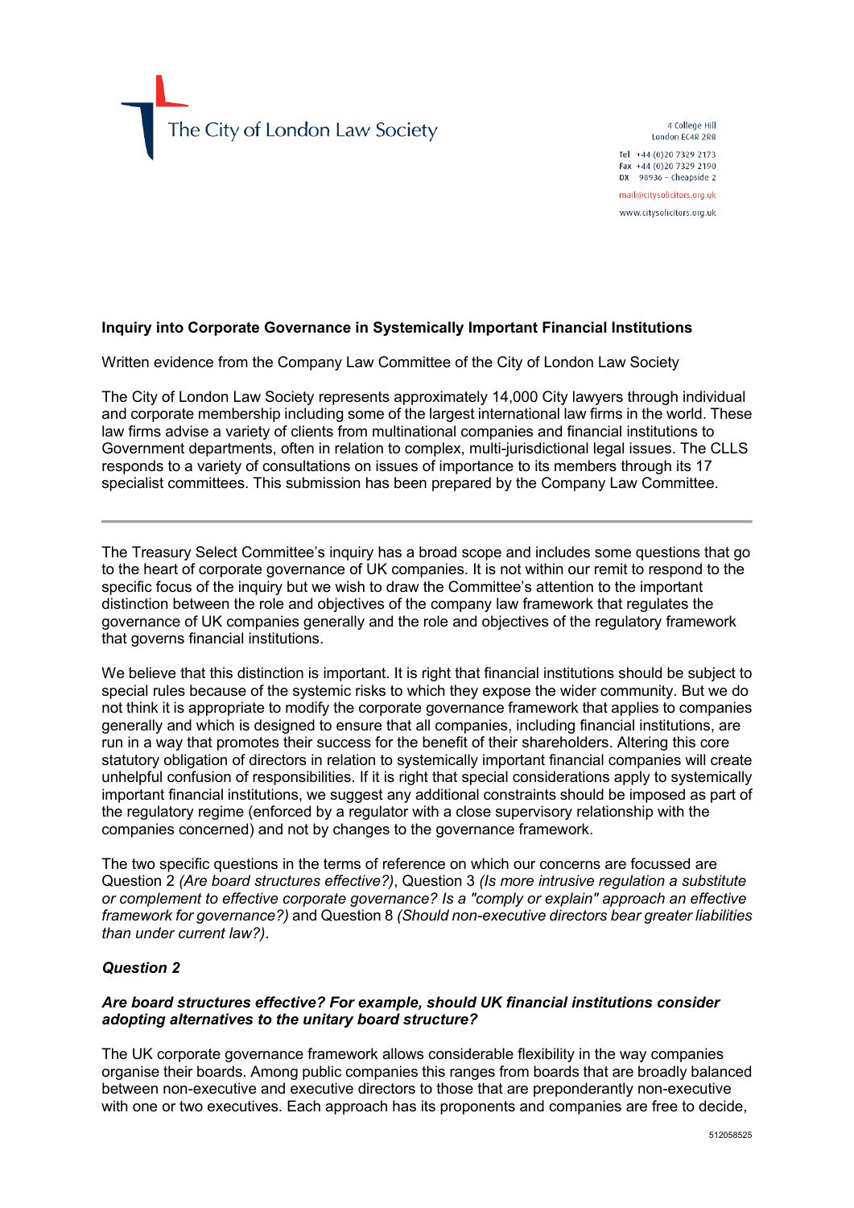The City of London Law Society

4 College Hill
London EC4R 2RB

Tel +44 (0)20 7329 2173
Fax +44 (0)20 7329 2190
DX 98936 – Cheapside 2

mail@citysolicitors.org.uk

www.citysolicitors.org.uk

**Inquiry into Corporate Governance in Systemically Important Financial Institutions**

Written evidence from the Company Law Committee of the City of London Law Society

The City of London Law Society represents approximately 14,000 City lawyers through individual and corporate membership including some of the largest international law firms in the world. These law firms advise a variety of clients from multinational companies and financial institutions to Government departments, often in relation to complex, multi-jurisdictional legal issues. The CLLS responds to a variety of consultations on issues of importance to its members through its 17 specialist committees. This submission has been prepared by the Company Law Committee.

---

The Treasury Select Committee's inquiry has a broad scope and includes some questions that go to the heart of corporate governance of UK companies. It is not within our remit to respond to the specific focus of the inquiry but we wish to draw the Committee's attention to the important distinction between the role and objectives of the company law framework that regulates the governance of UK companies generally and the role and objectives of the regulatory framework that governs financial institutions.

We believe that this distinction is important. It is right that financial institutions should be subject to special rules because of the systemic risks to which they expose the wider community. But we do not think it is appropriate to modify the corporate governance framework that applies to companies generally and which is designed to ensure that all companies, including financial institutions, are run in a way that promotes their success for the benefit of their shareholders. Altering this core statutory obligation of directors in relation to systemically important financial companies will create unhelpful confusion of responsibilities. If it is right that special considerations apply to systemically important financial institutions, we suggest any additional constraints should be imposed as part of the regulatory regime (enforced by a regulator with a close supervisory relationship with the companies concerned) and not by changes to the governance framework.

The two specific questions in the terms of reference on which our concerns are focussed are Question 2 *(Are board structures effective?)*, Question 3 *(Is more intrusive regulation a substitute or complement to effective corporate governance? Is a "comply or explain" approach an effective framework for governance?)* and Question 8 *(Should non-executive directors bear greater liabilities than under current law?)*.

***Question 2***

***Are board structures effective? For example, should UK financial institutions consider adopting alternatives to the unitary board structure?***

The UK corporate governance framework allows considerable flexibility in the way companies organise their boards. Among public companies this ranges from boards that are broadly balanced between non-executive and executive directors to those that are preponderantly non-executive with one or two executives. Each approach has its proponents and companies are free to decide,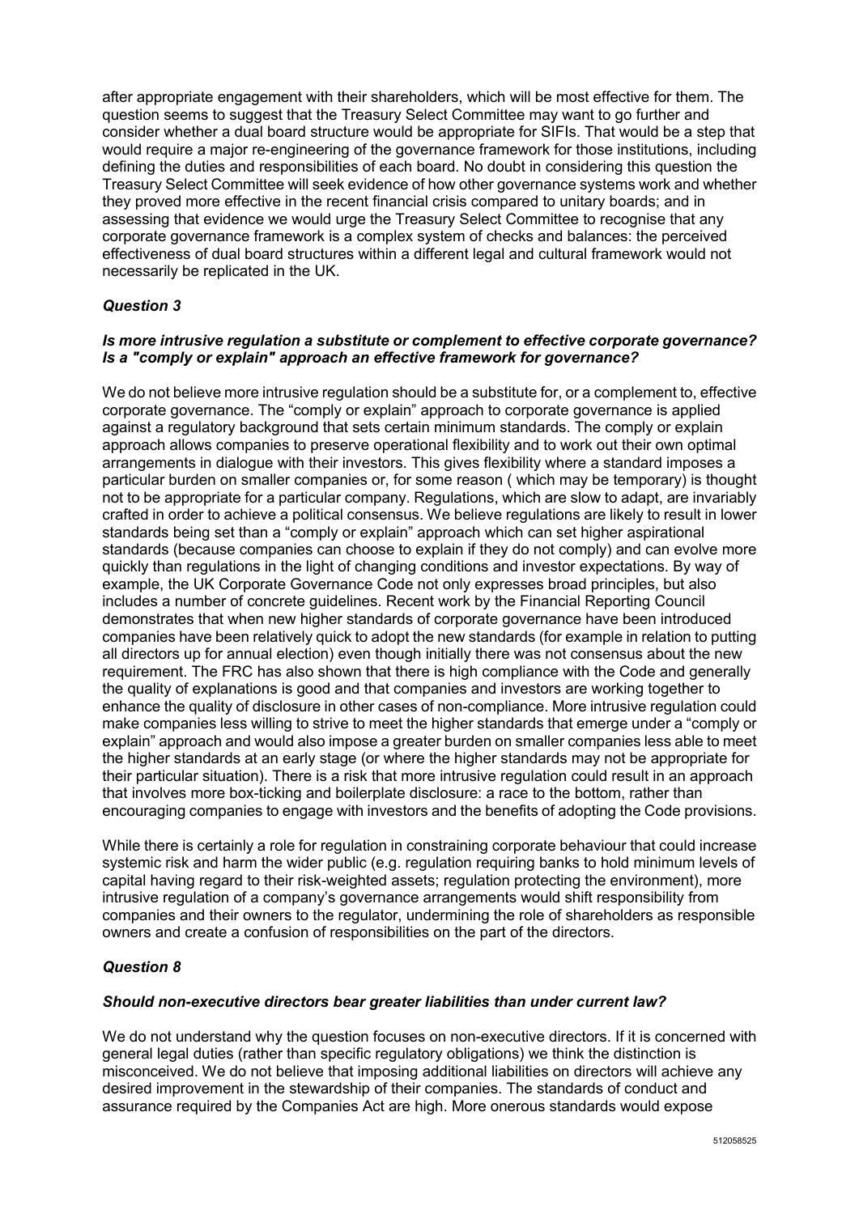after appropriate engagement with their shareholders, which will be most effective for them. The question seems to suggest that the Treasury Select Committee may want to go further and consider whether a dual board structure would be appropriate for SIFIs. That would be a step that would require a major re-engineering of the governance framework for those institutions, including defining the duties and responsibilities of each board. No doubt in considering this question the Treasury Select Committee will seek evidence of how other governance systems work and whether they proved more effective in the recent financial crisis compared to unitary boards; and in assessing that evidence we would urge the Treasury Select Committee to recognise that any corporate governance framework is a complex system of checks and balances: the perceived effectiveness of dual board structures within a different legal and cultural framework would not necessarily be replicated in the UK.

### *Question 3*

***Is more intrusive regulation a substitute or complement to effective corporate governance? Is a "comply or explain" approach an effective framework for governance?***

We do not believe more intrusive regulation should be a substitute for, or a complement to, effective corporate governance. The "comply or explain" approach to corporate governance is applied against a regulatory background that sets certain minimum standards. The comply or explain approach allows companies to preserve operational flexibility and to work out their own optimal arrangements in dialogue with their investors. This gives flexibility where a standard imposes a particular burden on smaller companies or, for some reason ( which may be temporary) is thought not to be appropriate for a particular company. Regulations, which are slow to adapt, are invariably crafted in order to achieve a political consensus. We believe regulations are likely to result in lower standards being set than a "comply or explain" approach which can set higher aspirational standards (because companies can choose to explain if they do not comply) and can evolve more quickly than regulations in the light of changing conditions and investor expectations. By way of example, the UK Corporate Governance Code not only expresses broad principles, but also includes a number of concrete guidelines. Recent work by the Financial Reporting Council demonstrates that when new higher standards of corporate governance have been introduced companies have been relatively quick to adopt the new standards (for example in relation to putting all directors up for annual election) even though initially there was not consensus about the new requirement. The FRC has also shown that there is high compliance with the Code and generally the quality of explanations is good and that companies and investors are working together to enhance the quality of disclosure in other cases of non-compliance. More intrusive regulation could make companies less willing to strive to meet the higher standards that emerge under a "comply or explain" approach and would also impose a greater burden on smaller companies less able to meet the higher standards at an early stage (or where the higher standards may not be appropriate for their particular situation). There is a risk that more intrusive regulation could result in an approach that involves more box-ticking and boilerplate disclosure: a race to the bottom, rather than encouraging companies to engage with investors and the benefits of adopting the Code provisions.

While there is certainly a role for regulation in constraining corporate behaviour that could increase systemic risk and harm the wider public (e.g. regulation requiring banks to hold minimum levels of capital having regard to their risk-weighted assets; regulation protecting the environment), more intrusive regulation of a company's governance arrangements would shift responsibility from companies and their owners to the regulator, undermining the role of shareholders as responsible owners and create a confusion of responsibilities on the part of the directors.

### *Question 8*

***Should non-executive directors bear greater liabilities than under current law?***

We do not understand why the question focuses on non-executive directors. If it is concerned with general legal duties (rather than specific regulatory obligations) we think the distinction is misconceived. We do not believe that imposing additional liabilities on directors will achieve any desired improvement in the stewardship of their companies. The standards of conduct and assurance required by the Companies Act are high. More onerous standards would expose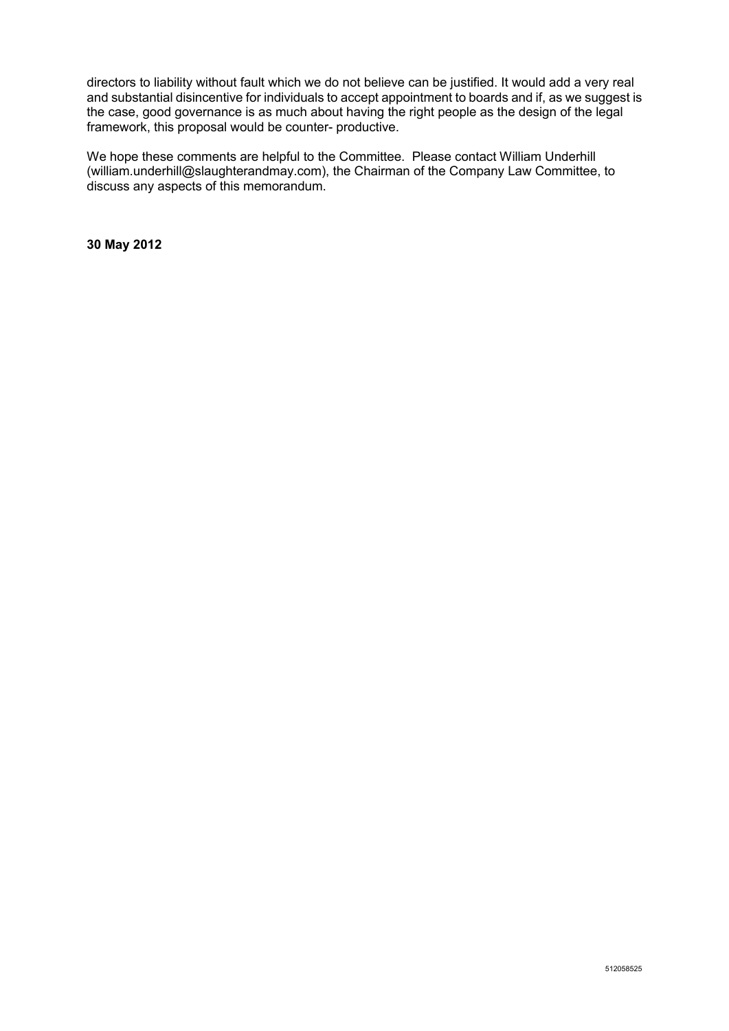directors to liability without fault which we do not believe can be justified. It would add a very real and substantial disincentive for individuals to accept appointment to boards and if, as we suggest is the case, good governance is as much about having the right people as the design of the legal framework, this proposal would be counter- productive.

We hope these comments are helpful to the Committee. Please contact William Underhill (william.underhill@slaughterandmay.com), the Chairman of the Company Law Committee, to discuss any aspects of this memorandum.

**30 May 2012**

512058525